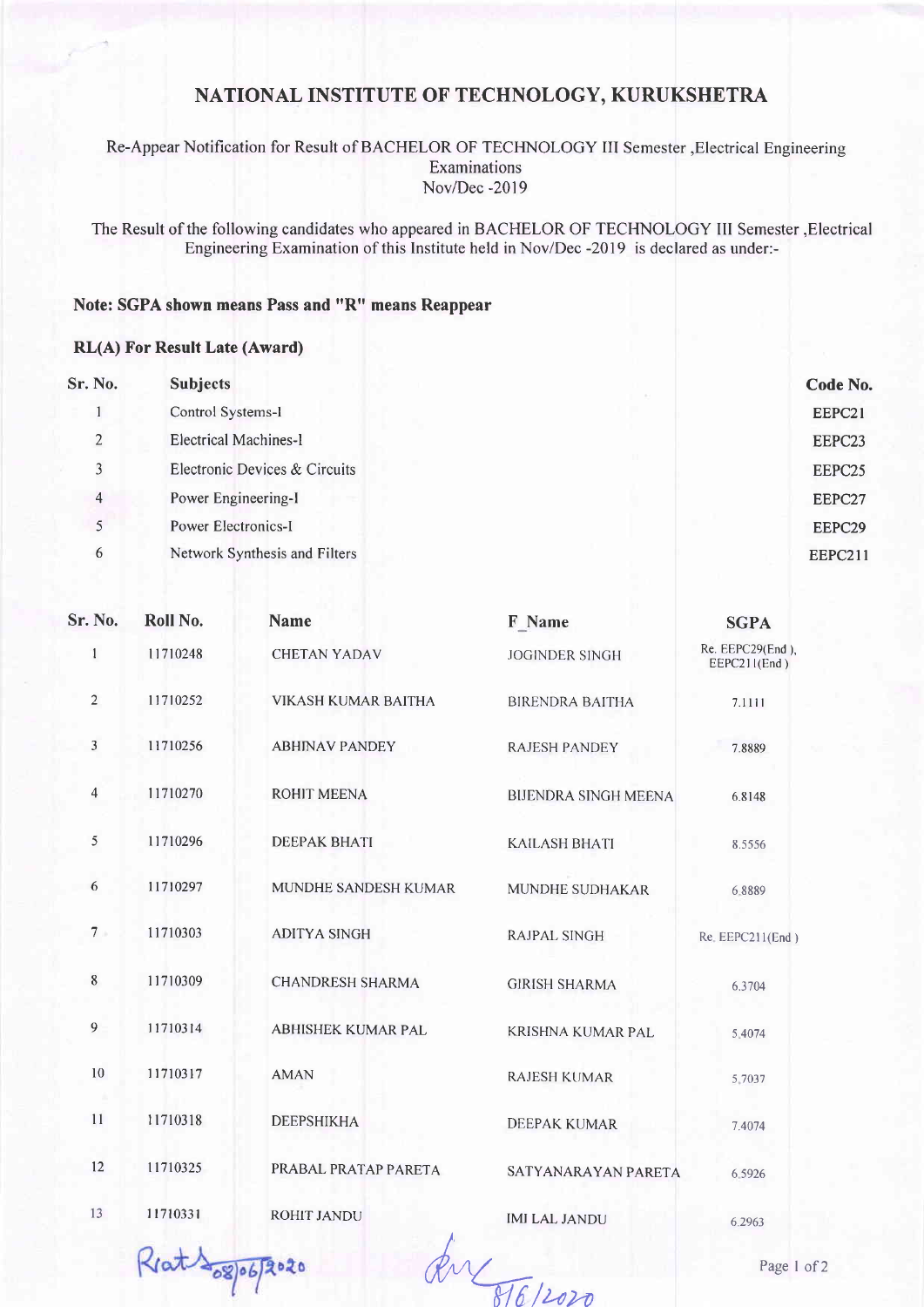# NATIONAL INSTITUTE OF TECHNOLOGY, KURUKSHETRA

Re-Appear Notification for Result of BACHELOR OF TECHNOLOGY III Semester ,Electrical Engineering Examinations
Nov/Dec -2019

The Result of the following candidates who appeared in BACHELOR OF TECHNOLOGY III Semester ,Electrical Engineering Examination of this Institute held in Nov/Dec -2019 is declared as under:-

**Note: SGPA shown means Pass and "R" means Reappear**

**RL(A) For Result Late (Award)**

| Sr. No. | Subjects | Code No. |
|---|---|---|
| 1 | Control Systems-I | EEPC21 |
| 2 | Electrical Machines-I | EEPC23 |
| 3 | Electronic Devices & Circuits | EEPC25 |
| 4 | Power Engineering-I | EEPC27 |
| 5 | Power Electronics-I | EEPC29 |
| 6 | Network Synthesis and Filters | EEPC211 |

| Sr. No. | Roll No. | Name | F_Name | SGPA |
|---|---|---|---|---|
| 1 | 11710248 | CHETAN YADAV | JOGINDER SINGH | Re. EEPC29(End ), EEPC211(End ) |
| 2 | 11710252 | VIKASH KUMAR BAITHA | BIRENDRA BAITHA | 7.1111 |
| 3 | 11710256 | ABHINAV PANDEY | RAJESH PANDEY | 7.8889 |
| 4 | 11710270 | ROHIT MEENA | BIJENDRA SINGH MEENA | 6.8148 |
| 5 | 11710296 | DEEPAK BHATI | KAILASH BHATI | 8.5556 |
| 6 | 11710297 | MUNDHE SANDESH KUMAR | MUNDHE SUDHAKAR | 6.8889 |
| 7 | 11710303 | ADITYA SINGH | RAJPAL SINGH | Re. EEPC211(End ) |
| 8 | 11710309 | CHANDRESH SHARMA | GIRISH SHARMA | 6.3704 |
| 9 | 11710314 | ABHISHEK KUMAR PAL | KRISHNA KUMAR PAL | 5.4074 |
| 10 | 11710317 | AMAN | RAJESH KUMAR | 5.7037 |
| 11 | 11710318 | DEEPSHIKHA | DEEPAK KUMAR | 7.4074 |
| 12 | 11710325 | PRABAL PRATAP PARETA | SATYANARAYAN PARETA | 6.5926 |
| 13 | 11710331 | ROHIT JANDU | IMI LAL JANDU | 6.2963 |

Rrat 08/06/2020 8/6/2020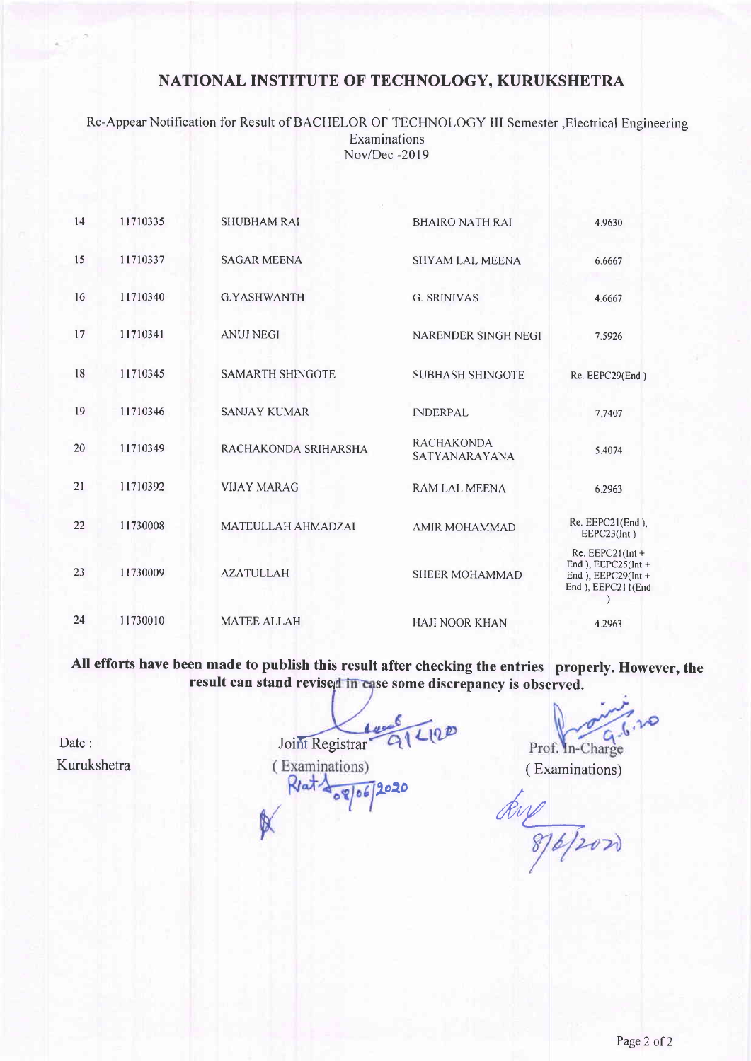# NATIONAL INSTITUTE OF TECHNOLOGY, KURUKSHETRA

Re-Appear Notification for Result of BACHELOR OF TECHNOLOGY III Semester ,Electrical Engineering Examinations
Nov/Dec -2019

| | | | | |
|---|---|---|---|---|
| 14 | 11710335 | SHUBHAM RAI | BHAIRO NATH RAI | 4.9630 |
| 15 | 11710337 | SAGAR MEENA | SHYAM LAL MEENA | 6.6667 |
| 16 | 11710340 | G.YASHWANTH | G. SRINIVAS | 4.6667 |
| 17 | 11710341 | ANUJ NEGI | NARENDER SINGH NEGI | 7.5926 |
| 18 | 11710345 | SAMARTH SHINGOTE | SUBHASH SHINGOTE | Re. EEPC29(End ) |
| 19 | 11710346 | SANJAY KUMAR | INDERPAL | 7.7407 |
| 20 | 11710349 | RACHAKONDA SRIHARSHA | RACHAKONDA SATYANARAYANA | 5.4074 |
| 21 | 11710392 | VIJAY MARAG | RAM LAL MEENA | 6.2963 |
| 22 | 11730008 | MATEULLAH AHMADZAI | AMIR MOHAMMAD | Re. EEPC21(End ), EEPC23(Int ) |
| 23 | 11730009 | AZATULLAH | SHEER MOHAMMAD | Re. EEPC21(Int + End ), EEPC25(Int + End ), EEPC29(Int + End ), EEPC211(End ) |
| 24 | 11730010 | MATEE ALLAH | HAJI NOOR KHAN | 4.2963 |

**All efforts have been made to publish this result after checking the entries properly. However, the result can stand revised in case some discrepancy is observed.**

Date :
Kurukshetra

Joint Registrar
( Examinations)

Prof. In-Charge
( Examinations)